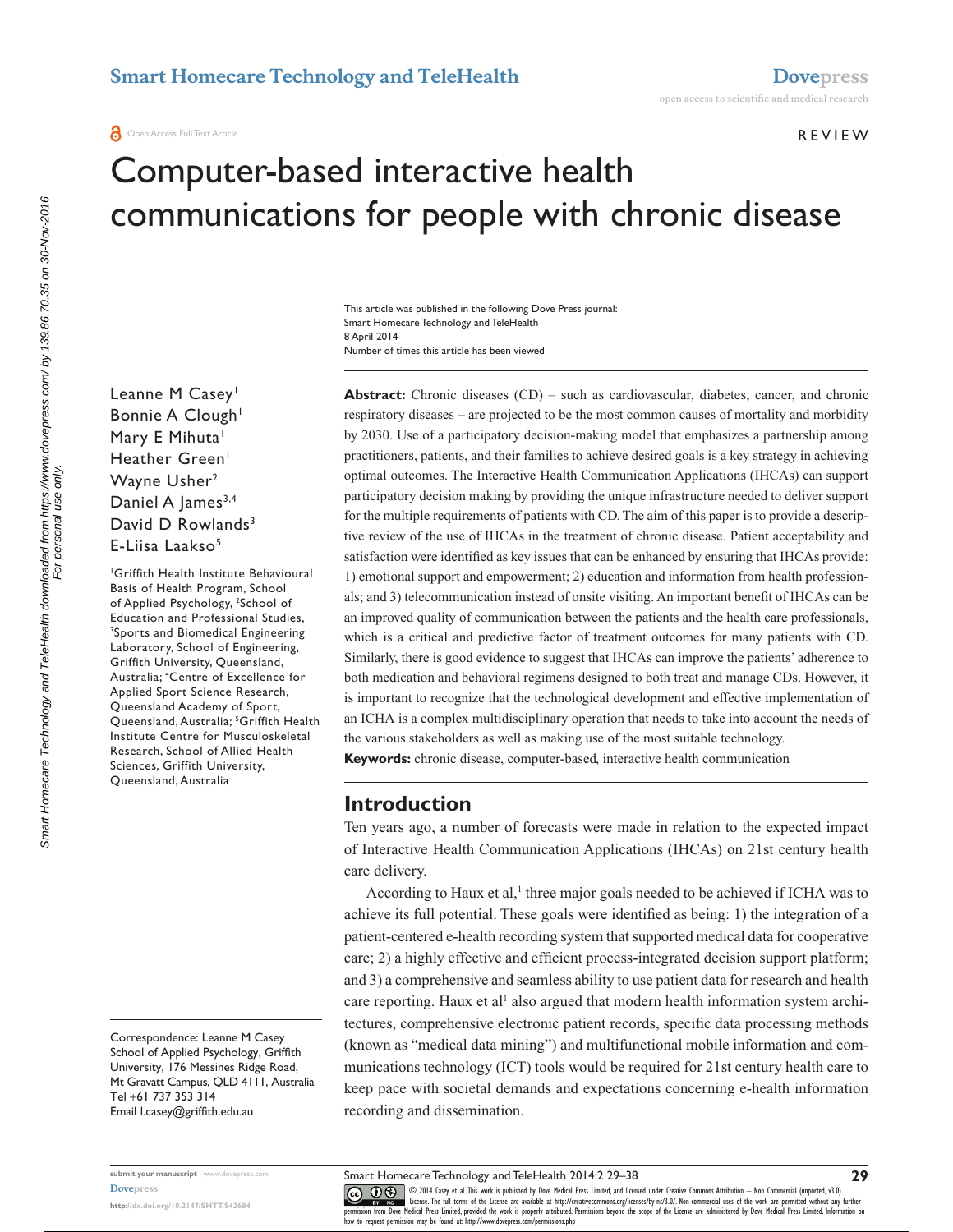REVIEW

# Computer-based interactive health communications for people with chronic disease

This article was published in the following Dove Press journal:
Smart Homecare Technology and TeleHealth
8 April 2014
Number of times this article has been viewed

Leanne M Casey[1]
Bonnie A Clough[1]
Mary E Mihuta[1]
Heather Green[1]
Wayne Usher[2]
Daniel A James[3,4]
David D Rowlands[3]
E-Liisa Laakso[5]

[1]Griffith Health Institute Behavioural Basis of Health Program, School of Applied Psychology, [2]School of Education and Professional Studies, [3]Sports and Biomedical Engineering Laboratory, School of Engineering, Griffith University, Queensland, Australia; [4]Centre of Excellence for Applied Sport Science Research, Queensland Academy of Sport, Queensland, Australia; [5]Griffith Health Institute Centre for Musculoskeletal Research, School of Allied Health Sciences, Griffith University, Queensland, Australia

Correspondence: Leanne M Casey
School of Applied Psychology, Griffith University, 176 Messines Ridge Road, Mt Gravatt Campus, QLD 4111, Australia
Tel +61 737 353 314
Email l.casey@griffith.edu.au

**Abstract:** Chronic diseases (CD) – such as cardiovascular, diabetes, cancer, and chronic respiratory diseases – are projected to be the most common causes of mortality and morbidity by 2030. Use of a participatory decision-making model that emphasizes a partnership among practitioners, patients, and their families to achieve desired goals is a key strategy in achieving optimal outcomes. The Interactive Health Communication Applications (IHCAs) can support participatory decision making by providing the unique infrastructure needed to deliver support for the multiple requirements of patients with CD. The aim of this paper is to provide a descriptive review of the use of IHCAs in the treatment of chronic disease. Patient acceptability and satisfaction were identified as key issues that can be enhanced by ensuring that IHCAs provide: 1) emotional support and empowerment; 2) education and information from health professionals; and 3) telecommunication instead of onsite visiting. An important benefit of IHCAs can be an improved quality of communication between the patients and the health care professionals, which is a critical and predictive factor of treatment outcomes for many patients with CD. Similarly, there is good evidence to suggest that IHCAs can improve the patients' adherence to both medication and behavioral regimens designed to both treat and manage CDs. However, it is important to recognize that the technological development and effective implementation of an ICHA is a complex multidisciplinary operation that needs to take into account the needs of the various stakeholders as well as making use of the most suitable technology.

**Keywords:** chronic disease, computer-based, interactive health communication

## Introduction

Ten years ago, a number of forecasts were made in relation to the expected impact of Interactive Health Communication Applications (IHCAs) on 21st century health care delivery.

According to Haux et al,[1] three major goals needed to be achieved if ICHA was to achieve its full potential. These goals were identified as being: 1) the integration of a patient-centered e-health recording system that supported medical data for cooperative care; 2) a highly effective and efficient process-integrated decision support platform; and 3) a comprehensive and seamless ability to use patient data for research and health care reporting. Haux et al[1] also argued that modern health information system architectures, comprehensive electronic patient records, specific data processing methods (known as "medical data mining") and multifunctional mobile information and communications technology (ICT) tools would be required for 21st century health care to keep pace with societal demands and expectations concerning e-health information recording and dissemination.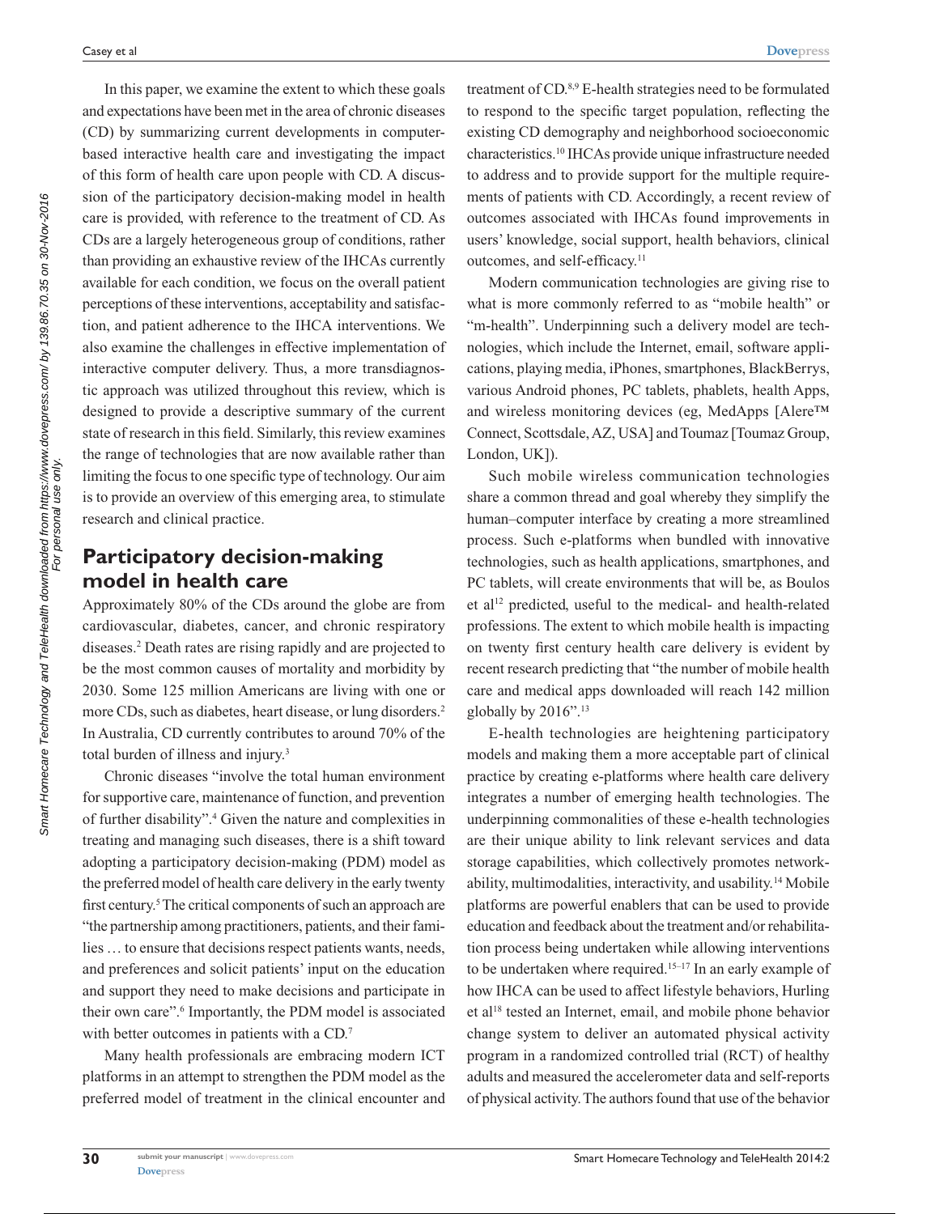In this paper, we examine the extent to which these goals and expectations have been met in the area of chronic diseases (CD) by summarizing current developments in computer-based interactive health care and investigating the impact of this form of health care upon people with CD. A discussion of the participatory decision-making model in health care is provided, with reference to the treatment of CD. As CDs are a largely heterogeneous group of conditions, rather than providing an exhaustive review of the IHCAs currently available for each condition, we focus on the overall patient perceptions of these interventions, acceptability and satisfaction, and patient adherence to the IHCA interventions. We also examine the challenges in effective implementation of interactive computer delivery. Thus, a more transdiagnostic approach was utilized throughout this review, which is designed to provide a descriptive summary of the current state of research in this field. Similarly, this review examines the range of technologies that are now available rather than limiting the focus to one specific type of technology. Our aim is to provide an overview of this emerging area, to stimulate research and clinical practice.

## Participatory decision-making model in health care

Approximately 80% of the CDs around the globe are from cardiovascular, diabetes, cancer, and chronic respiratory diseases.[2] Death rates are rising rapidly and are projected to be the most common causes of mortality and morbidity by 2030. Some 125 million Americans are living with one or more CDs, such as diabetes, heart disease, or lung disorders.[2] In Australia, CD currently contributes to around 70% of the total burden of illness and injury.[3]

Chronic diseases "involve the total human environment for supportive care, maintenance of function, and prevention of further disability".[4] Given the nature and complexities in treating and managing such diseases, there is a shift toward adopting a participatory decision-making (PDM) model as the preferred model of health care delivery in the early twenty first century.[5] The critical components of such an approach are "the partnership among practitioners, patients, and their families … to ensure that decisions respect patients wants, needs, and preferences and solicit patients' input on the education and support they need to make decisions and participate in their own care".[6] Importantly, the PDM model is associated with better outcomes in patients with a CD.[7]

Many health professionals are embracing modern ICT platforms in an attempt to strengthen the PDM model as the preferred model of treatment in the clinical encounter and treatment of CD.[8,9] E-health strategies need to be formulated to respond to the specific target population, reflecting the existing CD demography and neighborhood socioeconomic characteristics.[10] IHCAs provide unique infrastructure needed to address and to provide support for the multiple requirements of patients with CD. Accordingly, a recent review of outcomes associated with IHCAs found improvements in users' knowledge, social support, health behaviors, clinical outcomes, and self-efficacy.[11]

Modern communication technologies are giving rise to what is more commonly referred to as "mobile health" or "m-health". Underpinning such a delivery model are technologies, which include the Internet, email, software applications, playing media, iPhones, smartphones, BlackBerrys, various Android phones, PC tablets, phablets, health Apps, and wireless monitoring devices (eg, MedApps [Alere™ Connect, Scottsdale, AZ, USA] and Toumaz [Toumaz Group, London, UK]).

Such mobile wireless communication technologies share a common thread and goal whereby they simplify the human–computer interface by creating a more streamlined process. Such e-platforms when bundled with innovative technologies, such as health applications, smartphones, and PC tablets, will create environments that will be, as Boulos et al[12] predicted, useful to the medical- and health-related professions. The extent to which mobile health is impacting on twenty first century health care delivery is evident by recent research predicting that "the number of mobile health care and medical apps downloaded will reach 142 million globally by 2016".[13]

E-health technologies are heightening participatory models and making them a more acceptable part of clinical practice by creating e-platforms where health care delivery integrates a number of emerging health technologies. The underpinning commonalities of these e-health technologies are their unique ability to link relevant services and data storage capabilities, which collectively promotes networkability, multimodalities, interactivity, and usability.[14] Mobile platforms are powerful enablers that can be used to provide education and feedback about the treatment and/or rehabilitation process being undertaken while allowing interventions to be undertaken where required.[15–17] In an early example of how IHCA can be used to affect lifestyle behaviors, Hurling et al[18] tested an Internet, email, and mobile phone behavior change system to deliver an automated physical activity program in a randomized controlled trial (RCT) of healthy adults and measured the accelerometer data and self-reports of physical activity. The authors found that use of the behavior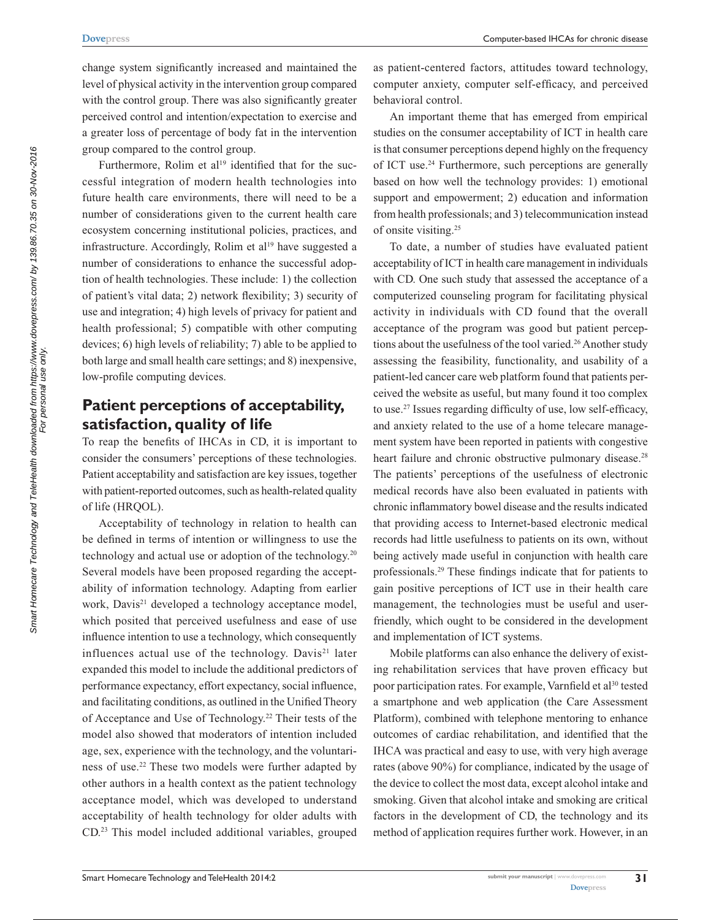change system significantly increased and maintained the level of physical activity in the intervention group compared with the control group. There was also significantly greater perceived control and intention/expectation to exercise and a greater loss of percentage of body fat in the intervention group compared to the control group.

Furthermore, Rolim et al[19] identified that for the successful integration of modern health technologies into future health care environments, there will need to be a number of considerations given to the current health care ecosystem concerning institutional policies, practices, and infrastructure. Accordingly, Rolim et al[19] have suggested a number of considerations to enhance the successful adoption of health technologies. These include: 1) the collection of patient's vital data; 2) network flexibility; 3) security of use and integration; 4) high levels of privacy for patient and health professional; 5) compatible with other computing devices; 6) high levels of reliability; 7) able to be applied to both large and small health care settings; and 8) inexpensive, low-profile computing devices.

## Patient perceptions of acceptability, satisfaction, quality of life

To reap the benefits of IHCAs in CD, it is important to consider the consumers' perceptions of these technologies. Patient acceptability and satisfaction are key issues, together with patient-reported outcomes, such as health-related quality of life (HRQOL).

Acceptability of technology in relation to health can be defined in terms of intention or willingness to use the technology and actual use or adoption of the technology.[20] Several models have been proposed regarding the acceptability of information technology. Adapting from earlier work, Davis[21] developed a technology acceptance model, which posited that perceived usefulness and ease of use influence intention to use a technology, which consequently influences actual use of the technology. Davis[21] later expanded this model to include the additional predictors of performance expectancy, effort expectancy, social influence, and facilitating conditions, as outlined in the Unified Theory of Acceptance and Use of Technology.[22] Their tests of the model also showed that moderators of intention included age, sex, experience with the technology, and the voluntariness of use.[22] These two models were further adapted by other authors in a health context as the patient technology acceptance model, which was developed to understand acceptability of health technology for older adults with CD.[23] This model included additional variables, grouped as patient-centered factors, attitudes toward technology, computer anxiety, computer self-efficacy, and perceived behavioral control.

An important theme that has emerged from empirical studies on the consumer acceptability of ICT in health care is that consumer perceptions depend highly on the frequency of ICT use.[24] Furthermore, such perceptions are generally based on how well the technology provides: 1) emotional support and empowerment; 2) education and information from health professionals; and 3) telecommunication instead of onsite visiting.[25]

To date, a number of studies have evaluated patient acceptability of ICT in health care management in individuals with CD. One such study that assessed the acceptance of a computerized counseling program for facilitating physical activity in individuals with CD found that the overall acceptance of the program was good but patient perceptions about the usefulness of the tool varied.[26] Another study assessing the feasibility, functionality, and usability of a patient-led cancer care web platform found that patients perceived the website as useful, but many found it too complex to use.[27] Issues regarding difficulty of use, low self-efficacy, and anxiety related to the use of a home telecare management system have been reported in patients with congestive heart failure and chronic obstructive pulmonary disease.[28] The patients' perceptions of the usefulness of electronic medical records have also been evaluated in patients with chronic inflammatory bowel disease and the results indicated that providing access to Internet-based electronic medical records had little usefulness to patients on its own, without being actively made useful in conjunction with health care professionals.[29] These findings indicate that for patients to gain positive perceptions of ICT use in their health care management, the technologies must be useful and user-friendly, which ought to be considered in the development and implementation of ICT systems.

Mobile platforms can also enhance the delivery of existing rehabilitation services that have proven efficacy but poor participation rates. For example, Varnfield et al[30] tested a smartphone and web application (the Care Assessment Platform), combined with telephone mentoring to enhance outcomes of cardiac rehabilitation, and identified that the IHCA was practical and easy to use, with very high average rates (above 90%) for compliance, indicated by the usage of the device to collect the most data, except alcohol intake and smoking. Given that alcohol intake and smoking are critical factors in the development of CD, the technology and its method of application requires further work. However, in an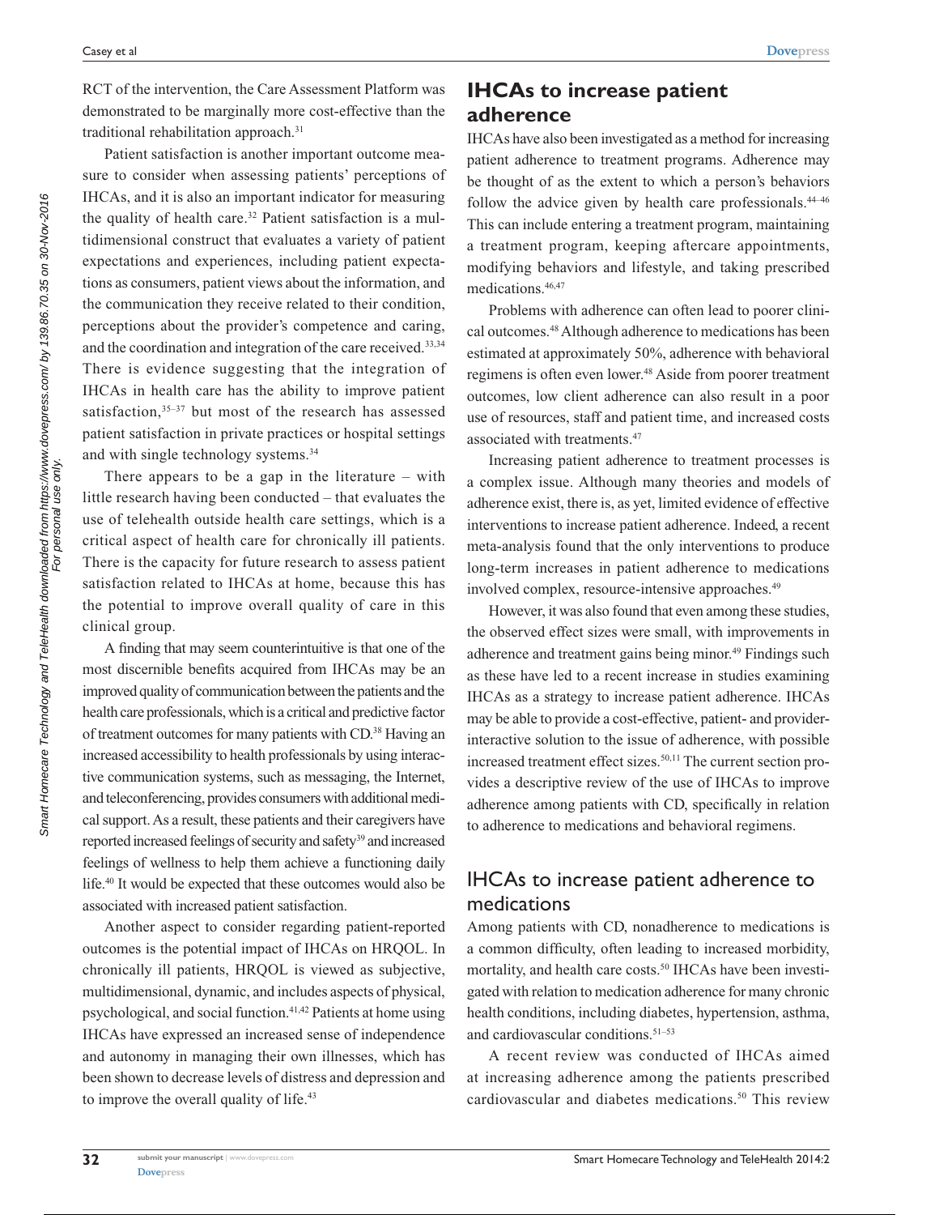RCT of the intervention, the Care Assessment Platform was demonstrated to be marginally more cost-effective than the traditional rehabilitation approach.[31]

Patient satisfaction is another important outcome measure to consider when assessing patients' perceptions of IHCAs, and it is also an important indicator for measuring the quality of health care.[32] Patient satisfaction is a multidimensional construct that evaluates a variety of patient expectations and experiences, including patient expectations as consumers, patient views about the information, and the communication they receive related to their condition, perceptions about the provider's competence and caring, and the coordination and integration of the care received.[33,34] There is evidence suggesting that the integration of IHCAs in health care has the ability to improve patient satisfaction,[35–37] but most of the research has assessed patient satisfaction in private practices or hospital settings and with single technology systems.[34]

There appears to be a gap in the literature – with little research having been conducted – that evaluates the use of telehealth outside health care settings, which is a critical aspect of health care for chronically ill patients. There is the capacity for future research to assess patient satisfaction related to IHCAs at home, because this has the potential to improve overall quality of care in this clinical group.

A finding that may seem counterintuitive is that one of the most discernible benefits acquired from IHCAs may be an improved quality of communication between the patients and the health care professionals, which is a critical and predictive factor of treatment outcomes for many patients with CD.[38] Having an increased accessibility to health professionals by using interactive communication systems, such as messaging, the Internet, and teleconferencing, provides consumers with additional medical support. As a result, these patients and their caregivers have reported increased feelings of security and safety[39] and increased feelings of wellness to help them achieve a functioning daily life.[40] It would be expected that these outcomes would also be associated with increased patient satisfaction.

Another aspect to consider regarding patient-reported outcomes is the potential impact of IHCAs on HRQOL. In chronically ill patients, HRQOL is viewed as subjective, multidimensional, dynamic, and includes aspects of physical, psychological, and social function.[41,42] Patients at home using IHCAs have expressed an increased sense of independence and autonomy in managing their own illnesses, which has been shown to decrease levels of distress and depression and to improve the overall quality of life.[43]

## IHCAs to increase patient adherence

IHCAs have also been investigated as a method for increasing patient adherence to treatment programs. Adherence may be thought of as the extent to which a person's behaviors follow the advice given by health care professionals.[44–46] This can include entering a treatment program, maintaining a treatment program, keeping aftercare appointments, modifying behaviors and lifestyle, and taking prescribed medications.[46,47]

Problems with adherence can often lead to poorer clinical outcomes.[48] Although adherence to medications has been estimated at approximately 50%, adherence with behavioral regimens is often even lower.[48] Aside from poorer treatment outcomes, low client adherence can also result in a poor use of resources, staff and patient time, and increased costs associated with treatments.[47]

Increasing patient adherence to treatment processes is a complex issue. Although many theories and models of adherence exist, there is, as yet, limited evidence of effective interventions to increase patient adherence. Indeed, a recent meta-analysis found that the only interventions to produce long-term increases in patient adherence to medications involved complex, resource-intensive approaches.[49]

However, it was also found that even among these studies, the observed effect sizes were small, with improvements in adherence and treatment gains being minor.[49] Findings such as these have led to a recent increase in studies examining IHCAs as a strategy to increase patient adherence. IHCAs may be able to provide a cost-effective, patient- and provider-interactive solution to the issue of adherence, with possible increased treatment effect sizes.[50,11] The current section provides a descriptive review of the use of IHCAs to improve adherence among patients with CD, specifically in relation to adherence to medications and behavioral regimens.

### IHCAs to increase patient adherence to medications

Among patients with CD, nonadherence to medications is a common difficulty, often leading to increased morbidity, mortality, and health care costs.[50] IHCAs have been investigated with relation to medication adherence for many chronic health conditions, including diabetes, hypertension, asthma, and cardiovascular conditions.[51–53]

A recent review was conducted of IHCAs aimed at increasing adherence among the patients prescribed cardiovascular and diabetes medications.[50] This review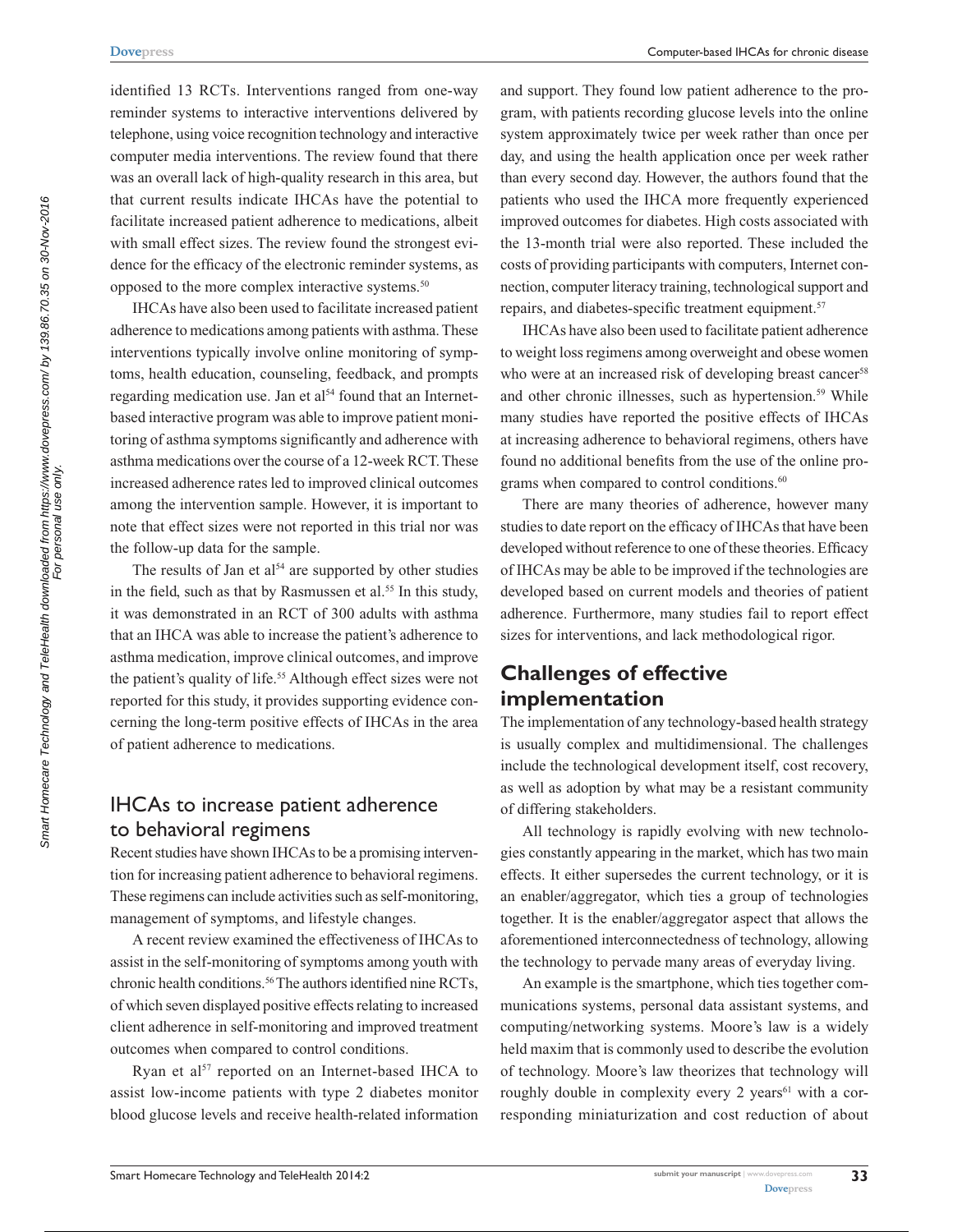identified 13 RCTs. Interventions ranged from one-way reminder systems to interactive interventions delivered by telephone, using voice recognition technology and interactive computer media interventions. The review found that there was an overall lack of high-quality research in this area, but that current results indicate IHCAs have the potential to facilitate increased patient adherence to medications, albeit with small effect sizes. The review found the strongest evidence for the efficacy of the electronic reminder systems, as opposed to the more complex interactive systems.[50]

IHCAs have also been used to facilitate increased patient adherence to medications among patients with asthma. These interventions typically involve online monitoring of symptoms, health education, counseling, feedback, and prompts regarding medication use. Jan et al[54] found that an Internet-based interactive program was able to improve patient monitoring of asthma symptoms significantly and adherence with asthma medications over the course of a 12-week RCT. These increased adherence rates led to improved clinical outcomes among the intervention sample. However, it is important to note that effect sizes were not reported in this trial nor was the follow-up data for the sample.

The results of Jan et al[54] are supported by other studies in the field, such as that by Rasmussen et al.[55] In this study, it was demonstrated in an RCT of 300 adults with asthma that an IHCA was able to increase the patient's adherence to asthma medication, improve clinical outcomes, and improve the patient's quality of life.[55] Although effect sizes were not reported for this study, it provides supporting evidence concerning the long-term positive effects of IHCAs in the area of patient adherence to medications.

## IHCAs to increase patient adherence to behavioral regimens

Recent studies have shown IHCAs to be a promising intervention for increasing patient adherence to behavioral regimens. These regimens can include activities such as self-monitoring, management of symptoms, and lifestyle changes.

A recent review examined the effectiveness of IHCAs to assist in the self-monitoring of symptoms among youth with chronic health conditions.[56] The authors identified nine RCTs, of which seven displayed positive effects relating to increased client adherence in self-monitoring and improved treatment outcomes when compared to control conditions.

Ryan et al[57] reported on an Internet-based IHCA to assist low-income patients with type 2 diabetes monitor blood glucose levels and receive health-related information and support. They found low patient adherence to the program, with patients recording glucose levels into the online system approximately twice per week rather than once per day, and using the health application once per week rather than every second day. However, the authors found that the patients who used the IHCA more frequently experienced improved outcomes for diabetes. High costs associated with the 13-month trial were also reported. These included the costs of providing participants with computers, Internet connection, computer literacy training, technological support and repairs, and diabetes-specific treatment equipment.[57]

IHCAs have also been used to facilitate patient adherence to weight loss regimens among overweight and obese women who were at an increased risk of developing breast cancer[58] and other chronic illnesses, such as hypertension.[59] While many studies have reported the positive effects of IHCAs at increasing adherence to behavioral regimens, others have found no additional benefits from the use of the online programs when compared to control conditions.[60]

There are many theories of adherence, however many studies to date report on the efficacy of IHCAs that have been developed without reference to one of these theories. Efficacy of IHCAs may be able to be improved if the technologies are developed based on current models and theories of patient adherence. Furthermore, many studies fail to report effect sizes for interventions, and lack methodological rigor.

# Challenges of effective implementation

The implementation of any technology-based health strategy is usually complex and multidimensional. The challenges include the technological development itself, cost recovery, as well as adoption by what may be a resistant community of differing stakeholders.

All technology is rapidly evolving with new technologies constantly appearing in the market, which has two main effects. It either supersedes the current technology, or it is an enabler/aggregator, which ties a group of technologies together. It is the enabler/aggregator aspect that allows the aforementioned interconnectedness of technology, allowing the technology to pervade many areas of everyday living.

An example is the smartphone, which ties together communications systems, personal data assistant systems, and computing/networking systems. Moore's law is a widely held maxim that is commonly used to describe the evolution of technology. Moore's law theorizes that technology will roughly double in complexity every 2 years[61] with a corresponding miniaturization and cost reduction of about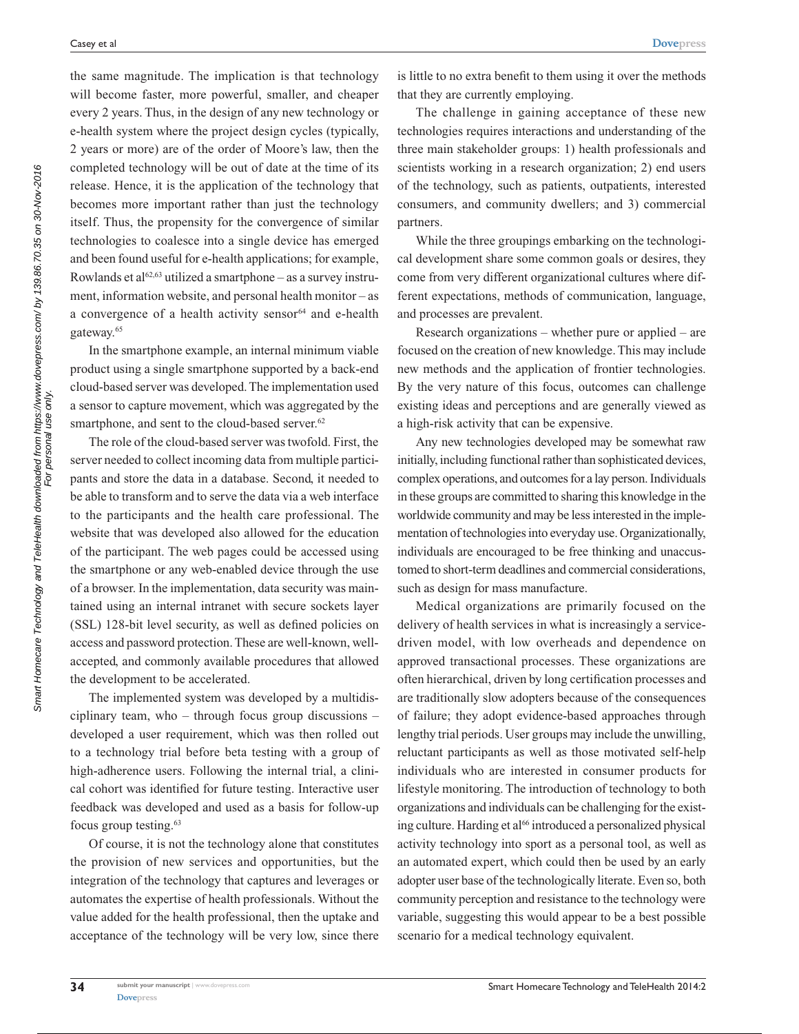the same magnitude. The implication is that technology will become faster, more powerful, smaller, and cheaper every 2 years. Thus, in the design of any new technology or e-health system where the project design cycles (typically, 2 years or more) are of the order of Moore's law, then the completed technology will be out of date at the time of its release. Hence, it is the application of the technology that becomes more important rather than just the technology itself. Thus, the propensity for the convergence of similar technologies to coalesce into a single device has emerged and been found useful for e-health applications; for example, Rowlands et al[62,63] utilized a smartphone – as a survey instrument, information website, and personal health monitor – as a convergence of a health activity sensor[64] and e-health gateway.[65]

In the smartphone example, an internal minimum viable product using a single smartphone supported by a back-end cloud-based server was developed. The implementation used a sensor to capture movement, which was aggregated by the smartphone, and sent to the cloud-based server.[62]

The role of the cloud-based server was twofold. First, the server needed to collect incoming data from multiple participants and store the data in a database. Second, it needed to be able to transform and to serve the data via a web interface to the participants and the health care professional. The website that was developed also allowed for the education of the participant. The web pages could be accessed using the smartphone or any web-enabled device through the use of a browser. In the implementation, data security was maintained using an internal intranet with secure sockets layer (SSL) 128-bit level security, as well as defined policies on access and password protection. These are well-known, well-accepted, and commonly available procedures that allowed the development to be accelerated.

The implemented system was developed by a multidisciplinary team, who – through focus group discussions – developed a user requirement, which was then rolled out to a technology trial before beta testing with a group of high-adherence users. Following the internal trial, a clinical cohort was identified for future testing. Interactive user feedback was developed and used as a basis for follow-up focus group testing.[63]

Of course, it is not the technology alone that constitutes the provision of new services and opportunities, but the integration of the technology that captures and leverages or automates the expertise of health professionals. Without the value added for the health professional, then the uptake and acceptance of the technology will be very low, since there is little to no extra benefit to them using it over the methods that they are currently employing.

The challenge in gaining acceptance of these new technologies requires interactions and understanding of the three main stakeholder groups: 1) health professionals and scientists working in a research organization; 2) end users of the technology, such as patients, outpatients, interested consumers, and community dwellers; and 3) commercial partners.

While the three groupings embarking on the technological development share some common goals or desires, they come from very different organizational cultures where different expectations, methods of communication, language, and processes are prevalent.

Research organizations – whether pure or applied – are focused on the creation of new knowledge. This may include new methods and the application of frontier technologies. By the very nature of this focus, outcomes can challenge existing ideas and perceptions and are generally viewed as a high-risk activity that can be expensive.

Any new technologies developed may be somewhat raw initially, including functional rather than sophisticated devices, complex operations, and outcomes for a lay person. Individuals in these groups are committed to sharing this knowledge in the worldwide community and may be less interested in the implementation of technologies into everyday use. Organizationally, individuals are encouraged to be free thinking and unaccustomed to short-term deadlines and commercial considerations, such as design for mass manufacture.

Medical organizations are primarily focused on the delivery of health services in what is increasingly a service-driven model, with low overheads and dependence on approved transactional processes. These organizations are often hierarchical, driven by long certification processes and are traditionally slow adopters because of the consequences of failure; they adopt evidence-based approaches through lengthy trial periods. User groups may include the unwilling, reluctant participants as well as those motivated self-help individuals who are interested in consumer products for lifestyle monitoring. The introduction of technology to both organizations and individuals can be challenging for the existing culture. Harding et al[66] introduced a personalized physical activity technology into sport as a personal tool, as well as an automated expert, which could then be used by an early adopter user base of the technologically literate. Even so, both community perception and resistance to the technology were variable, suggesting this would appear to be a best possible scenario for a medical technology equivalent.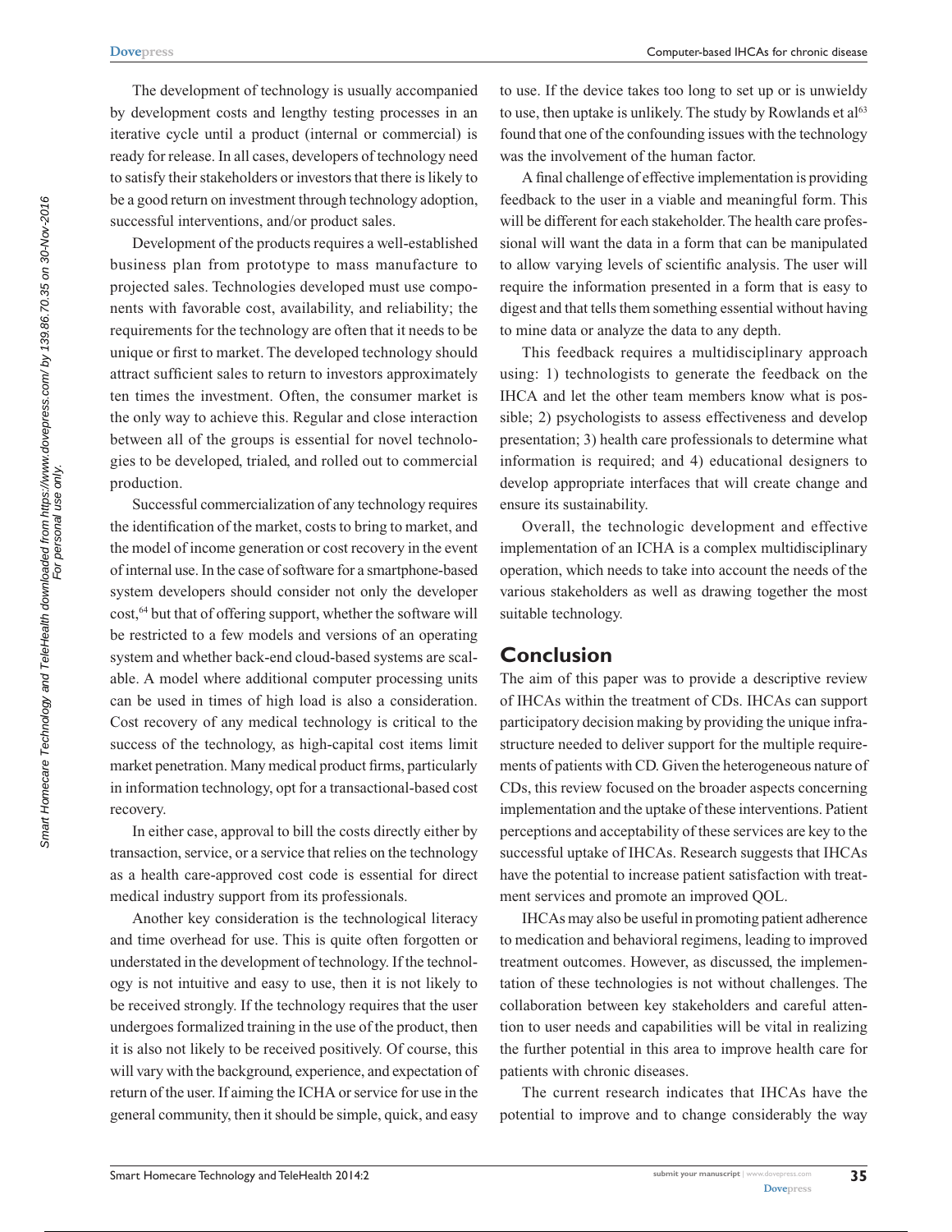The development of technology is usually accompanied by development costs and lengthy testing processes in an iterative cycle until a product (internal or commercial) is ready for release. In all cases, developers of technology need to satisfy their stakeholders or investors that there is likely to be a good return on investment through technology adoption, successful interventions, and/or product sales.

Development of the products requires a well-established business plan from prototype to mass manufacture to projected sales. Technologies developed must use components with favorable cost, availability, and reliability; the requirements for the technology are often that it needs to be unique or first to market. The developed technology should attract sufficient sales to return to investors approximately ten times the investment. Often, the consumer market is the only way to achieve this. Regular and close interaction between all of the groups is essential for novel technologies to be developed, trialed, and rolled out to commercial production.

Successful commercialization of any technology requires the identification of the market, costs to bring to market, and the model of income generation or cost recovery in the event of internal use. In the case of software for a smartphone-based system developers should consider not only the developer cost,[64] but that of offering support, whether the software will be restricted to a few models and versions of an operating system and whether back-end cloud-based systems are scalable. A model where additional computer processing units can be used in times of high load is also a consideration. Cost recovery of any medical technology is critical to the success of the technology, as high-capital cost items limit market penetration. Many medical product firms, particularly in information technology, opt for a transactional-based cost recovery.

In either case, approval to bill the costs directly either by transaction, service, or a service that relies on the technology as a health care-approved cost code is essential for direct medical industry support from its professionals.

Another key consideration is the technological literacy and time overhead for use. This is quite often forgotten or understated in the development of technology. If the technology is not intuitive and easy to use, then it is not likely to be received strongly. If the technology requires that the user undergoes formalized training in the use of the product, then it is also not likely to be received positively. Of course, this will vary with the background, experience, and expectation of return of the user. If aiming the ICHA or service for use in the general community, then it should be simple, quick, and easy to use. If the device takes too long to set up or is unwieldy to use, then uptake is unlikely. The study by Rowlands et al[63] found that one of the confounding issues with the technology was the involvement of the human factor.

A final challenge of effective implementation is providing feedback to the user in a viable and meaningful form. This will be different for each stakeholder. The health care professional will want the data in a form that can be manipulated to allow varying levels of scientific analysis. The user will require the information presented in a form that is easy to digest and that tells them something essential without having to mine data or analyze the data to any depth.

This feedback requires a multidisciplinary approach using: 1) technologists to generate the feedback on the IHCA and let the other team members know what is possible; 2) psychologists to assess effectiveness and develop presentation; 3) health care professionals to determine what information is required; and 4) educational designers to develop appropriate interfaces that will create change and ensure its sustainability.

Overall, the technologic development and effective implementation of an ICHA is a complex multidisciplinary operation, which needs to take into account the needs of the various stakeholders as well as drawing together the most suitable technology.

## Conclusion

The aim of this paper was to provide a descriptive review of IHCAs within the treatment of CDs. IHCAs can support participatory decision making by providing the unique infrastructure needed to deliver support for the multiple requirements of patients with CD. Given the heterogeneous nature of CDs, this review focused on the broader aspects concerning implementation and the uptake of these interventions. Patient perceptions and acceptability of these services are key to the successful uptake of IHCAs. Research suggests that IHCAs have the potential to increase patient satisfaction with treatment services and promote an improved QOL.

IHCAs may also be useful in promoting patient adherence to medication and behavioral regimens, leading to improved treatment outcomes. However, as discussed, the implementation of these technologies is not without challenges. The collaboration between key stakeholders and careful attention to user needs and capabilities will be vital in realizing the further potential in this area to improve health care for patients with chronic diseases.

The current research indicates that IHCAs have the potential to improve and to change considerably the way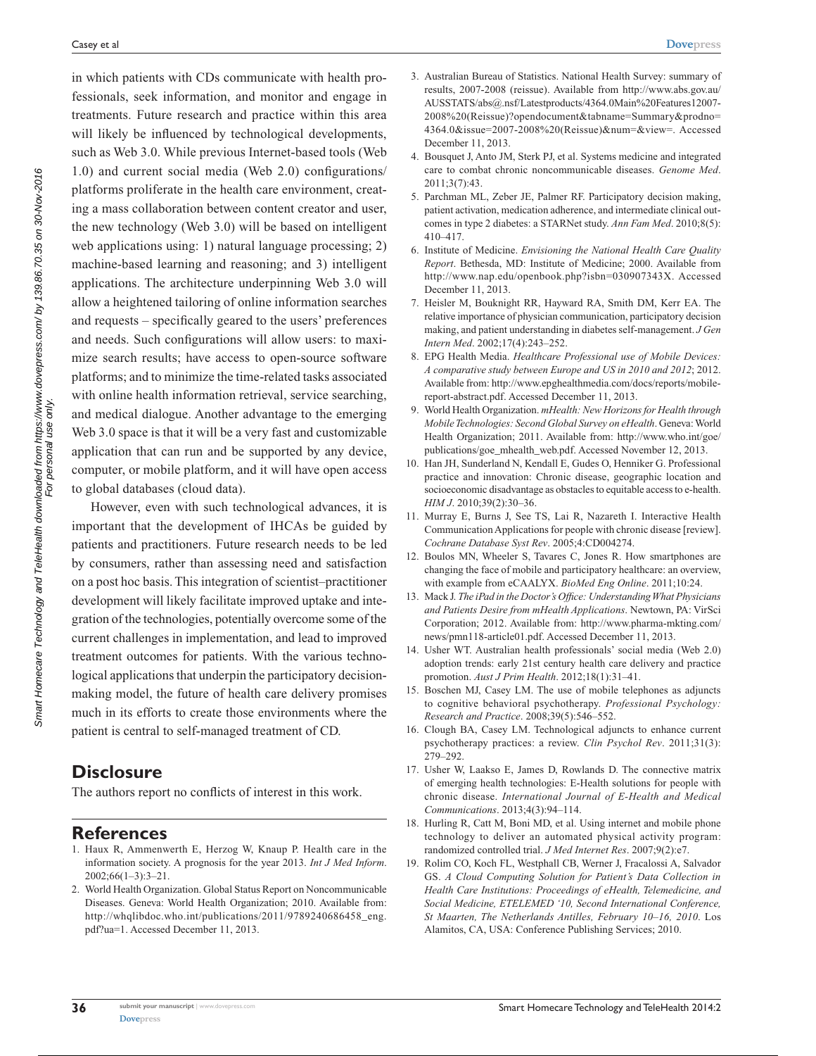in which patients with CDs communicate with health professionals, seek information, and monitor and engage in treatments. Future research and practice within this area will likely be influenced by technological developments, such as Web 3.0. While previous Internet-based tools (Web 1.0) and current social media (Web 2.0) configurations/platforms proliferate in the health care environment, creating a mass collaboration between content creator and user, the new technology (Web 3.0) will be based on intelligent web applications using: 1) natural language processing; 2) machine-based learning and reasoning; and 3) intelligent applications. The architecture underpinning Web 3.0 will allow a heightened tailoring of online information searches and requests – specifically geared to the users' preferences and needs. Such configurations will allow users: to maximize search results; have access to open-source software platforms; and to minimize the time-related tasks associated with online health information retrieval, service searching, and medical dialogue. Another advantage to the emerging Web 3.0 space is that it will be a very fast and customizable application that can run and be supported by any device, computer, or mobile platform, and it will have open access to global databases (cloud data).

However, even with such technological advances, it is important that the development of IHCAs be guided by patients and practitioners. Future research needs to be led by consumers, rather than assessing need and satisfaction on a post hoc basis. This integration of scientist–practitioner development will likely facilitate improved uptake and integration of the technologies, potentially overcome some of the current challenges in implementation, and lead to improved treatment outcomes for patients. With the various technological applications that underpin the participatory decision-making model, the future of health care delivery promises much in its efforts to create those environments where the patient is central to self-managed treatment of CD.

## Disclosure

The authors report no conflicts of interest in this work.

## References

1. Haux R, Ammenwerth E, Herzog W, Knaup P. Health care in the information society. A prognosis for the year 2013. *Int J Med Inform*. 2002;66(1–3):3–21.
2. World Health Organization. Global Status Report on Noncommunicable Diseases. Geneva: World Health Organization; 2010. Available from: http://whqlibdoc.who.int/publications/2011/9789240686458_eng.pdf?ua=1. Accessed December 11, 2013.
3. Australian Bureau of Statistics. National Health Survey: summary of results, 2007-2008 (reissue). Available from http://www.abs.gov.au/AUSSTATS/abs@.nsf/Latestproducts/4364.0Main%20Features12007-2008%20(Reissue)?opendocument&tabname=Summary&prodno=4364.0&issue=2007-2008%20(Reissue)&num=&view=. Accessed December 11, 2013.
4. Bousquet J, Anto JM, Sterk PJ, et al. Systems medicine and integrated care to combat chronic noncommunicable diseases. *Genome Med*. 2011;3(7):43.
5. Parchman ML, Zeber JE, Palmer RF. Participatory decision making, patient activation, medication adherence, and intermediate clinical outcomes in type 2 diabetes: a STARNet study. *Ann Fam Med*. 2010;8(5):410–417.
6. Institute of Medicine. *Envisioning the National Health Care Quality Report*. Bethesda, MD: Institute of Medicine; 2000. Available from http://www.nap.edu/openbook.php?isbn=030907343X. Accessed December 11, 2013.
7. Heisler M, Bouknight RR, Hayward RA, Smith DM, Kerr EA. The relative importance of physician communication, participatory decision making, and patient understanding in diabetes self-management. *J Gen Intern Med*. 2002;17(4):243–252.
8. EPG Health Media. *Healthcare Professional use of Mobile Devices: A comparative study between Europe and US in 2010 and 2012*; 2012. Available from: http://www.epghealthmedia.com/docs/reports/mobile-report-abstract.pdf. Accessed December 11, 2013.
9. World Health Organization. *mHealth: New Horizons for Health through Mobile Technologies: Second Global Survey on eHealth*. Geneva: World Health Organization; 2011. Available from: http://www.who.int/goe/publications/goe_mhealth_web.pdf. Accessed November 12, 2013.
10. Han JH, Sunderland N, Kendall E, Gudes O, Henniker G. Professional practice and innovation: Chronic disease, geographic location and socioeconomic disadvantage as obstacles to equitable access to e-health. *HIM J*. 2010;39(2):30–36.
11. Murray E, Burns J, See TS, Lai R, Nazareth I. Interactive Health Communication Applications for people with chronic disease [review]. *Cochrane Database Syst Rev*. 2005;4:CD004274.
12. Boulos MN, Wheeler S, Tavares C, Jones R. How smartphones are changing the face of mobile and participatory healthcare: an overview, with example from eCAALYX. *BioMed Eng Online*. 2011;10:24.
13. Mack J. *The iPad in the Doctor's Office: Understanding What Physicians and Patients Desire from mHealth Applications*. Newtown, PA: VirSci Corporation; 2012. Available from: http://www.pharma-mkting.com/news/pmn118-article01.pdf. Accessed December 11, 2013.
14. Usher WT. Australian health professionals' social media (Web 2.0) adoption trends: early 21st century health care delivery and practice promotion. *Aust J Prim Health*. 2012;18(1):31–41.
15. Boschen MJ, Casey LM. The use of mobile telephones as adjuncts to cognitive behavioral psychotherapy. *Professional Psychology: Research and Practice*. 2008;39(5):546–552.
16. Clough BA, Casey LM. Technological adjuncts to enhance current psychotherapy practices: a review. *Clin Psychol Rev*. 2011;31(3):279–292.
17. Usher W, Laakso E, James D, Rowlands D. The connective matrix of emerging health technologies: E-Health solutions for people with chronic disease. *International Journal of E-Health and Medical Communications*. 2013;4(3):94–114.
18. Hurling R, Catt M, Boni MD, et al. Using internet and mobile phone technology to deliver an automated physical activity program: randomized controlled trial. *J Med Internet Res*. 2007;9(2):e7.
19. Rolim CO, Koch FL, Westphall CB, Werner J, Fracalossi A, Salvador GS. *A Cloud Computing Solution for Patient's Data Collection in Health Care Institutions: Proceedings of eHealth, Telemedicine, and Social Medicine, ETELEMED '10, Second International Conference, St Maarten, The Netherlands Antilles, February 10–16, 2010*. Los Alamitos, CA, USA: Conference Publishing Services; 2010.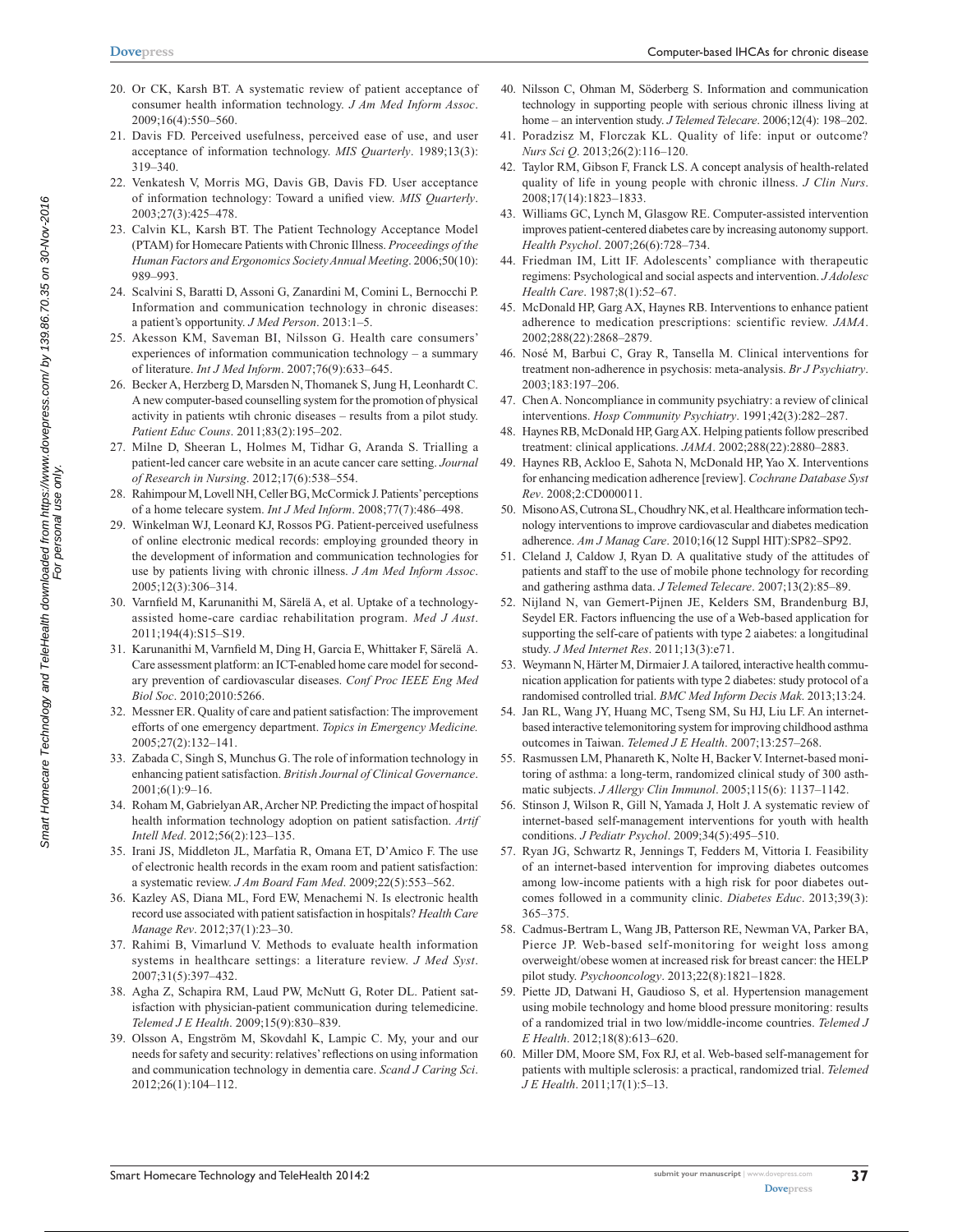20. Or CK, Karsh BT. A systematic review of patient acceptance of consumer health information technology. *J Am Med Inform Assoc*. 2009;16(4):550–560.
21. Davis FD. Perceived usefulness, perceived ease of use, and user acceptance of information technology. *MIS Quarterly*. 1989;13(3): 319–340.
22. Venkatesh V, Morris MG, Davis GB, Davis FD. User acceptance of information technology: Toward a unified view. *MIS Quarterly*. 2003;27(3):425–478.
23. Calvin KL, Karsh BT. The Patient Technology Acceptance Model (PTAM) for Homecare Patients with Chronic Illness. *Proceedings of the Human Factors and Ergonomics Society Annual Meeting*. 2006;50(10): 989–993.
24. Scalvini S, Baratti D, Assoni G, Zanardini M, Comini L, Bernocchi P. Information and communication technology in chronic diseases: a patient's opportunity. *J Med Person*. 2013:1–5.
25. Akesson KM, Saveman BI, Nilsson G. Health care consumers' experiences of information communication technology – a summary of literature. *Int J Med Inform*. 2007;76(9):633–645.
26. Becker A, Herzberg D, Marsden N, Thomanek S, Jung H, Leonhardt C. A new computer-based counselling system for the promotion of physical activity in patients wtih chronic diseases – results from a pilot study. *Patient Educ Couns*. 2011;83(2):195–202.
27. Milne D, Sheeran L, Holmes M, Tidhar G, Aranda S. Trialling a patient-led cancer care website in an acute cancer care setting. *Journal of Research in Nursing*. 2012;17(6):538–554.
28. Rahimpour M, Lovell NH, Celler BG, McCormick J. Patients' perceptions of a home telecare system. *Int J Med Inform*. 2008;77(7):486–498.
29. Winkelman WJ, Leonard KJ, Rossos PG. Patient-perceived usefulness of online electronic medical records: employing grounded theory in the development of information and communication technologies for use by patients living with chronic illness. *J Am Med Inform Assoc*. 2005;12(3):306–314.
30. Varnfield M, Karunanithi M, Särelä A, et al. Uptake of a technology-assisted home-care cardiac rehabilitation program. *Med J Aust*. 2011;194(4):S15–S19.
31. Karunanithi M, Varnfield M, Ding H, Garcia E, Whittaker F, Särelä A. Care assessment platform: an ICT-enabled home care model for secondary prevention of cardiovascular diseases. *Conf Proc IEEE Eng Med Biol Soc*. 2010;2010:5266.
32. Messner ER. Quality of care and patient satisfaction: The improvement efforts of one emergency department. *Topics in Emergency Medicine.* 2005;27(2):132–141.
33. Zabada C, Singh S, Munchus G. The role of information technology in enhancing patient satisfaction. *British Journal of Clinical Governance*. 2001;6(1):9–16.
34. Roham M, Gabrielyan AR, Archer NP. Predicting the impact of hospital health information technology adoption on patient satisfaction. *Artif Intell Med*. 2012;56(2):123–135.
35. Irani JS, Middleton JL, Marfatia R, Omana ET, D'Amico F. The use of electronic health records in the exam room and patient satisfaction: a systematic review. *J Am Board Fam Med*. 2009;22(5):553–562.
36. Kazley AS, Diana ML, Ford EW, Menachemi N. Is electronic health record use associated with patient satisfaction in hospitals? *Health Care Manage Rev*. 2012;37(1):23–30.
37. Rahimi B, Vimarlund V. Methods to evaluate health information systems in healthcare settings: a literature review. *J Med Syst*. 2007;31(5):397–432.
38. Agha Z, Schapira RM, Laud PW, McNutt G, Roter DL. Patient satisfaction with physician-patient communication during telemedicine. *Telemed J E Health*. 2009;15(9):830–839.
39. Olsson A, Engström M, Skovdahl K, Lampic C. My, your and our needs for safety and security: relatives' reflections on using information and communication technology in dementia care. *Scand J Caring Sci*. 2012;26(1):104–112.
40. Nilsson C, Ohman M, Söderberg S. Information and communication technology in supporting people with serious chronic illness living at home – an intervention study. *J Telemed Telecare*. 2006;12(4): 198–202.
41. Poradzisz M, Florczak KL. Quality of life: input or outcome? *Nurs Sci Q*. 2013;26(2):116–120.
42. Taylor RM, Gibson F, Franck LS. A concept analysis of health-related quality of life in young people with chronic illness. *J Clin Nurs*. 2008;17(14):1823–1833.
43. Williams GC, Lynch M, Glasgow RE. Computer-assisted intervention improves patient-centered diabetes care by increasing autonomy support. *Health Psychol*. 2007;26(6):728–734.
44. Friedman IM, Litt IF. Adolescents' compliance with therapeutic regimens: Psychological and social aspects and intervention. *J Adolesc Health Care*. 1987;8(1):52–67.
45. McDonald HP, Garg AX, Haynes RB. Interventions to enhance patient adherence to medication prescriptions: scientific review. *JAMA*. 2002;288(22):2868–2879.
46. Nosé M, Barbui C, Gray R, Tansella M. Clinical interventions for treatment non-adherence in psychosis: meta-analysis. *Br J Psychiatry*. 2003;183:197–206.
47. Chen A. Noncompliance in community psychiatry: a review of clinical interventions. *Hosp Community Psychiatry*. 1991;42(3):282–287.
48. Haynes RB, McDonald HP, Garg AX. Helping patients follow prescribed treatment: clinical applications. *JAMA*. 2002;288(22):2880–2883.
49. Haynes RB, Ackloo E, Sahota N, McDonald HP, Yao X. Interventions for enhancing medication adherence [review]. *Cochrane Database Syst Rev*. 2008;2:CD000011.
50. Misono AS, Cutrona SL, Choudhry NK, et al. Healthcare information technology interventions to improve cardiovascular and diabetes medication adherence. *Am J Manag Care*. 2010;16(12 Suppl HIT):SP82–SP92.
51. Cleland J, Caldow J, Ryan D. A qualitative study of the attitudes of patients and staff to the use of mobile phone technology for recording and gathering asthma data. *J Telemed Telecare*. 2007;13(2):85–89.
52. Nijland N, van Gemert-Pijnen JE, Kelders SM, Brandenburg BJ, Seydel ER. Factors influencing the use of a Web-based application for supporting the self-care of patients with type 2 aiabetes: a longitudinal study. *J Med Internet Res*. 2011;13(3):e71.
53. Weymann N, Härter M, Dirmaier J. A tailored, interactive health communication application for patients with type 2 diabetes: study protocol of a randomised controlled trial. *BMC Med Inform Decis Mak*. 2013;13:24.
54. Jan RL, Wang JY, Huang MC, Tseng SM, Su HJ, Liu LF. An internet-based interactive telemonitoring system for improving childhood asthma outcomes in Taiwan. *Telemed J E Health*. 2007;13:257–268.
55. Rasmussen LM, Phanareth K, Nolte H, Backer V. Internet-based monitoring of asthma: a long-term, randomized clinical study of 300 asthmatic subjects. *J Allergy Clin Immunol*. 2005;115(6): 1137–1142.
56. Stinson J, Wilson R, Gill N, Yamada J, Holt J. A systematic review of internet-based self-management interventions for youth with health conditions. *J Pediatr Psychol*. 2009;34(5):495–510.
57. Ryan JG, Schwartz R, Jennings T, Fedders M, Vittoria I. Feasibility of an internet-based intervention for improving diabetes outcomes among low-income patients with a high risk for poor diabetes outcomes followed in a community clinic. *Diabetes Educ*. 2013;39(3): 365–375.
58. Cadmus-Bertram L, Wang JB, Patterson RE, Newman VA, Parker BA, Pierce JP. Web-based self-monitoring for weight loss among overweight/obese women at increased risk for breast cancer: the HELP pilot study. *Psychooncology*. 2013;22(8):1821–1828.
59. Piette JD, Datwani H, Gaudioso S, et al. Hypertension management using mobile technology and home blood pressure monitoring: results of a randomized trial in two low/middle-income countries. *Telemed J E Health*. 2012;18(8):613–620.
60. Miller DM, Moore SM, Fox RJ, et al. Web-based self-management for patients with multiple sclerosis: a practical, randomized trial. *Telemed J E Health*. 2011;17(1):5–13.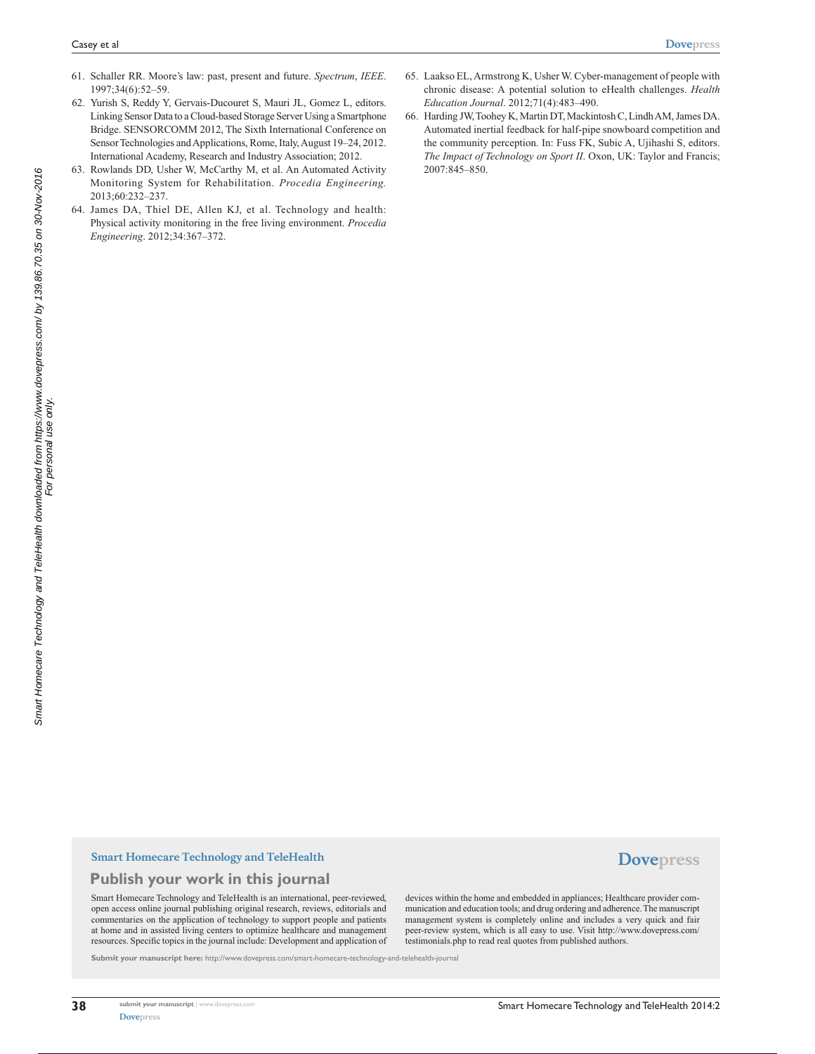61. Schaller RR. Moore's law: past, present and future. *Spectrum*, *IEEE*. 1997;34(6):52–59.
62. Yurish S, Reddy Y, Gervais-Ducouret S, Mauri JL, Gomez L, editors. Linking Sensor Data to a Cloud-based Storage Server Using a Smartphone Bridge. SENSORCOMM 2012, The Sixth International Conference on Sensor Technologies and Applications, Rome, Italy, August 19–24, 2012. International Academy, Research and Industry Association; 2012.
63. Rowlands DD, Usher W, McCarthy M, et al. An Automated Activity Monitoring System for Rehabilitation. *Procedia Engineering*. 2013;60:232–237.
64. James DA, Thiel DE, Allen KJ, et al. Technology and health: Physical activity monitoring in the free living environment. *Procedia Engineering*. 2012;34:367–372.
65. Laakso EL, Armstrong K, Usher W. Cyber-management of people with chronic disease: A potential solution to eHealth challenges. *Health Education Journal*. 2012;71(4):483–490.
66. Harding JW, Toohey K, Martin DT, Mackintosh C, Lindh AM, James DA. Automated inertial feedback for half-pipe snowboard competition and the community perception. In: Fuss FK, Subic A, Ujihashi S, editors. *The Impact of Technology on Sport II*. Oxon, UK: Taylor and Francis; 2007:845–850.

**Smart Homecare Technology and TeleHealth**

## Publish your work in this journal

Smart Homecare Technology and TeleHealth is an international, peer-reviewed, open access online journal publishing original research, reviews, editorials and commentaries on the application of technology to support people and patients at home and in assisted living centers to optimize healthcare and management resources. Specific topics in the journal include: Development and application of devices within the home and embedded in appliances; Healthcare provider communication and education tools; and drug ordering and adherence. The manuscript management system is completely online and includes a very quick and fair peer-review system, which is all easy to use. Visit http://www.dovepress.com/testimonials.php to read real quotes from published authors.

**Submit your manuscript here:** http://www.dovepress.com/smart-homecare-technology-and-telehealth-journal